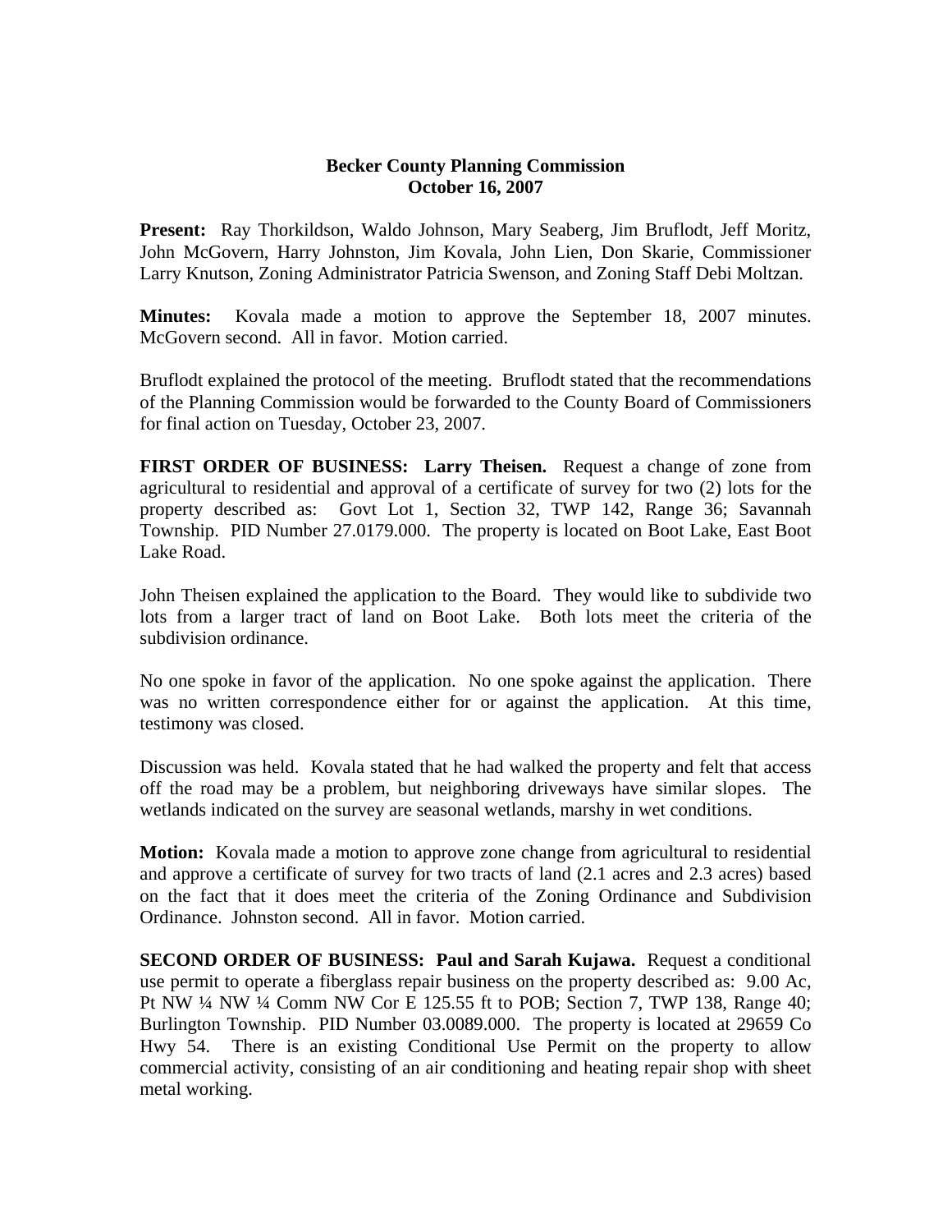# Becker County Planning Commission
## October 16, 2007

**Present:** Ray Thorkildson, Waldo Johnson, Mary Seaberg, Jim Bruflodt, Jeff Moritz, John McGovern, Harry Johnston, Jim Kovala, John Lien, Don Skarie, Commissioner Larry Knutson, Zoning Administrator Patricia Swenson, and Zoning Staff Debi Moltzan.

**Minutes:** Kovala made a motion to approve the September 18, 2007 minutes. McGovern second. All in favor. Motion carried.

Bruflodt explained the protocol of the meeting. Bruflodt stated that the recommendations of the Planning Commission would be forwarded to the County Board of Commissioners for final action on Tuesday, October 23, 2007.

**FIRST ORDER OF BUSINESS: Larry Theisen.** Request a change of zone from agricultural to residential and approval of a certificate of survey for two (2) lots for the property described as: Govt Lot 1, Section 32, TWP 142, Range 36; Savannah Township. PID Number 27.0179.000. The property is located on Boot Lake, East Boot Lake Road.

John Theisen explained the application to the Board. They would like to subdivide two lots from a larger tract of land on Boot Lake. Both lots meet the criteria of the subdivision ordinance.

No one spoke in favor of the application. No one spoke against the application. There was no written correspondence either for or against the application. At this time, testimony was closed.

Discussion was held. Kovala stated that he had walked the property and felt that access off the road may be a problem, but neighboring driveways have similar slopes. The wetlands indicated on the survey are seasonal wetlands, marshy in wet conditions.

**Motion:** Kovala made a motion to approve zone change from agricultural to residential and approve a certificate of survey for two tracts of land (2.1 acres and 2.3 acres) based on the fact that it does meet the criteria of the Zoning Ordinance and Subdivision Ordinance. Johnston second. All in favor. Motion carried.

**SECOND ORDER OF BUSINESS: Paul and Sarah Kujawa.** Request a conditional use permit to operate a fiberglass repair business on the property described as: 9.00 Ac, Pt NW ¼ NW ¼ Comm NW Cor E 125.55 ft to POB; Section 7, TWP 138, Range 40; Burlington Township. PID Number 03.0089.000. The property is located at 29659 Co Hwy 54. There is an existing Conditional Use Permit on the property to allow commercial activity, consisting of an air conditioning and heating repair shop with sheet metal working.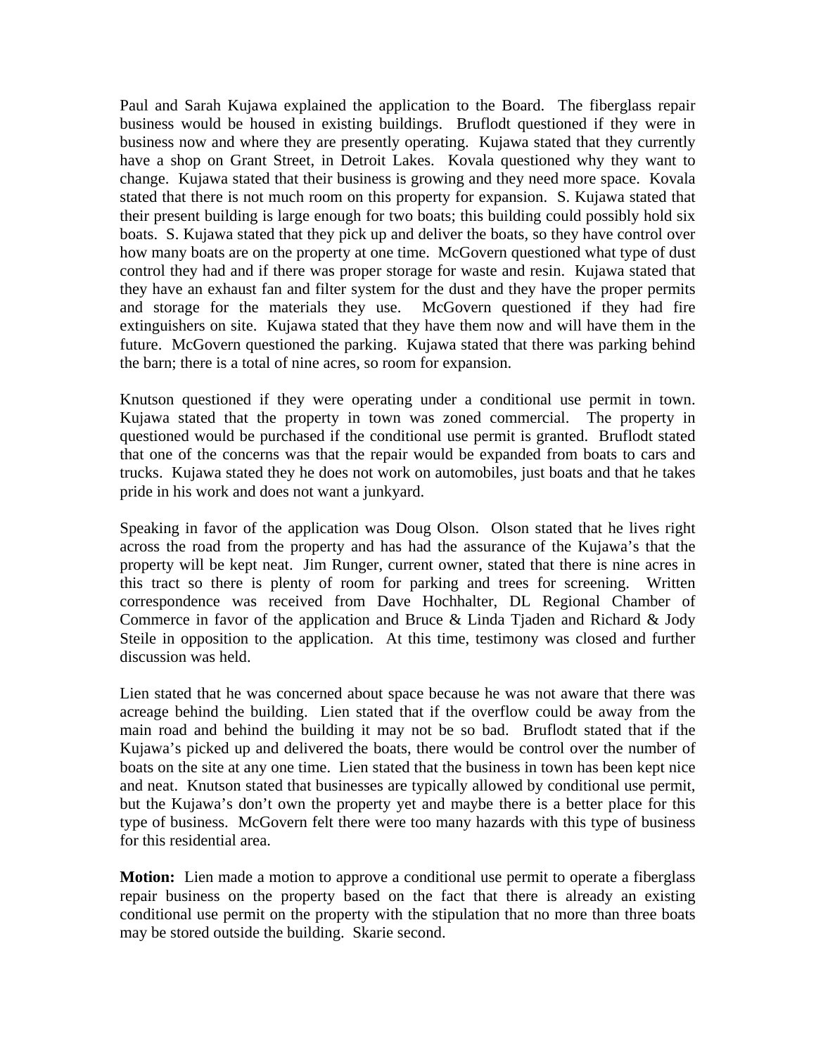Paul and Sarah Kujawa explained the application to the Board. The fiberglass repair business would be housed in existing buildings. Bruflodt questioned if they were in business now and where they are presently operating. Kujawa stated that they currently have a shop on Grant Street, in Detroit Lakes. Kovala questioned why they want to change. Kujawa stated that their business is growing and they need more space. Kovala stated that there is not much room on this property for expansion. S. Kujawa stated that their present building is large enough for two boats; this building could possibly hold six boats. S. Kujawa stated that they pick up and deliver the boats, so they have control over how many boats are on the property at one time. McGovern questioned what type of dust control they had and if there was proper storage for waste and resin. Kujawa stated that they have an exhaust fan and filter system for the dust and they have the proper permits and storage for the materials they use. McGovern questioned if they had fire extinguishers on site. Kujawa stated that they have them now and will have them in the future. McGovern questioned the parking. Kujawa stated that there was parking behind the barn; there is a total of nine acres, so room for expansion.

Knutson questioned if they were operating under a conditional use permit in town. Kujawa stated that the property in town was zoned commercial. The property in questioned would be purchased if the conditional use permit is granted. Bruflodt stated that one of the concerns was that the repair would be expanded from boats to cars and trucks. Kujawa stated they he does not work on automobiles, just boats and that he takes pride in his work and does not want a junkyard.

Speaking in favor of the application was Doug Olson. Olson stated that he lives right across the road from the property and has had the assurance of the Kujawa's that the property will be kept neat. Jim Runger, current owner, stated that there is nine acres in this tract so there is plenty of room for parking and trees for screening. Written correspondence was received from Dave Hochhalter, DL Regional Chamber of Commerce in favor of the application and Bruce & Linda Tjaden and Richard & Jody Steile in opposition to the application. At this time, testimony was closed and further discussion was held.

Lien stated that he was concerned about space because he was not aware that there was acreage behind the building. Lien stated that if the overflow could be away from the main road and behind the building it may not be so bad. Bruflodt stated that if the Kujawa's picked up and delivered the boats, there would be control over the number of boats on the site at any one time. Lien stated that the business in town has been kept nice and neat. Knutson stated that businesses are typically allowed by conditional use permit, but the Kujawa's don't own the property yet and maybe there is a better place for this type of business. McGovern felt there were too many hazards with this type of business for this residential area.

**Motion:** Lien made a motion to approve a conditional use permit to operate a fiberglass repair business on the property based on the fact that there is already an existing conditional use permit on the property with the stipulation that no more than three boats may be stored outside the building. Skarie second.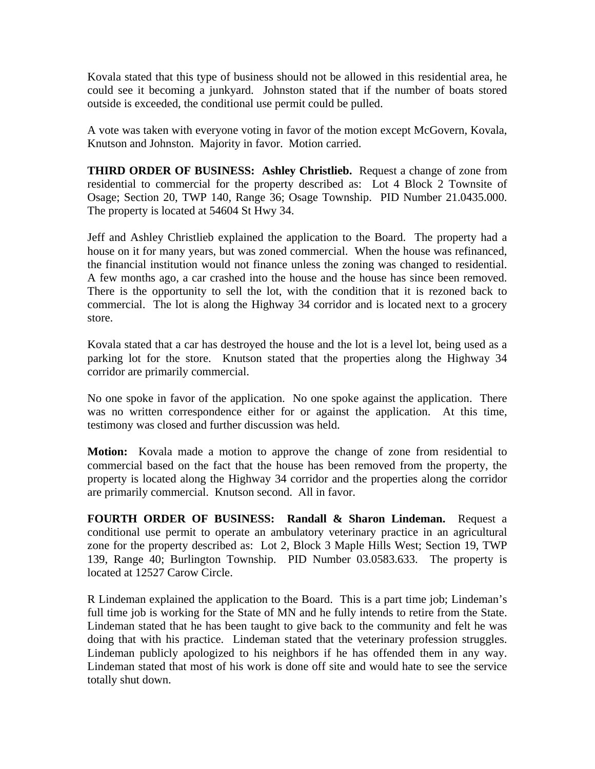Kovala stated that this type of business should not be allowed in this residential area, he could see it becoming a junkyard. Johnston stated that if the number of boats stored outside is exceeded, the conditional use permit could be pulled.

A vote was taken with everyone voting in favor of the motion except McGovern, Kovala, Knutson and Johnston. Majority in favor. Motion carried.

**THIRD ORDER OF BUSINESS: Ashley Christlieb.** Request a change of zone from residential to commercial for the property described as: Lot 4 Block 2 Townsite of Osage; Section 20, TWP 140, Range 36; Osage Township. PID Number 21.0435.000. The property is located at 54604 St Hwy 34.

Jeff and Ashley Christlieb explained the application to the Board. The property had a house on it for many years, but was zoned commercial. When the house was refinanced, the financial institution would not finance unless the zoning was changed to residential. A few months ago, a car crashed into the house and the house has since been removed. There is the opportunity to sell the lot, with the condition that it is rezoned back to commercial. The lot is along the Highway 34 corridor and is located next to a grocery store.

Kovala stated that a car has destroyed the house and the lot is a level lot, being used as a parking lot for the store. Knutson stated that the properties along the Highway 34 corridor are primarily commercial.

No one spoke in favor of the application. No one spoke against the application. There was no written correspondence either for or against the application. At this time, testimony was closed and further discussion was held.

**Motion:** Kovala made a motion to approve the change of zone from residential to commercial based on the fact that the house has been removed from the property, the property is located along the Highway 34 corridor and the properties along the corridor are primarily commercial. Knutson second. All in favor.

**FOURTH ORDER OF BUSINESS: Randall & Sharon Lindeman.** Request a conditional use permit to operate an ambulatory veterinary practice in an agricultural zone for the property described as: Lot 2, Block 3 Maple Hills West; Section 19, TWP 139, Range 40; Burlington Township. PID Number 03.0583.633. The property is located at 12527 Carow Circle.

R Lindeman explained the application to the Board. This is a part time job; Lindeman's full time job is working for the State of MN and he fully intends to retire from the State. Lindeman stated that he has been taught to give back to the community and felt he was doing that with his practice. Lindeman stated that the veterinary profession struggles. Lindeman publicly apologized to his neighbors if he has offended them in any way. Lindeman stated that most of his work is done off site and would hate to see the service totally shut down.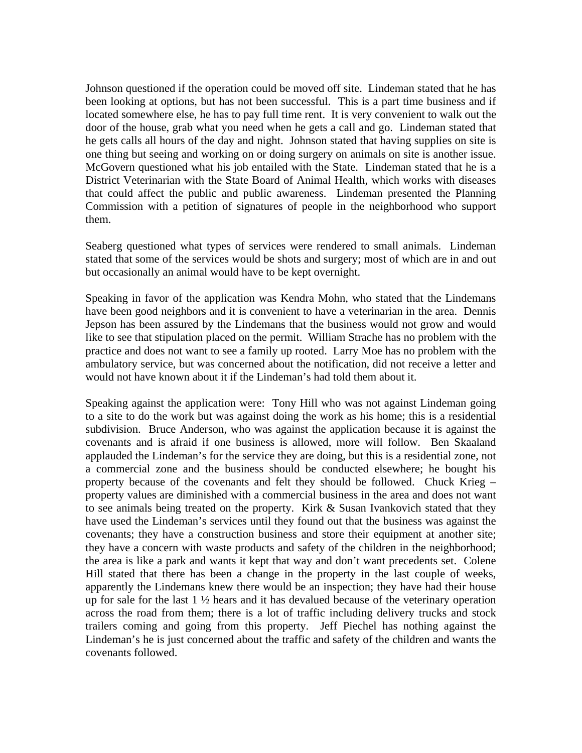Johnson questioned if the operation could be moved off site. Lindeman stated that he has been looking at options, but has not been successful. This is a part time business and if located somewhere else, he has to pay full time rent. It is very convenient to walk out the door of the house, grab what you need when he gets a call and go. Lindeman stated that he gets calls all hours of the day and night. Johnson stated that having supplies on site is one thing but seeing and working on or doing surgery on animals on site is another issue. McGovern questioned what his job entailed with the State. Lindeman stated that he is a District Veterinarian with the State Board of Animal Health, which works with diseases that could affect the public and public awareness. Lindeman presented the Planning Commission with a petition of signatures of people in the neighborhood who support them.

Seaberg questioned what types of services were rendered to small animals. Lindeman stated that some of the services would be shots and surgery; most of which are in and out but occasionally an animal would have to be kept overnight.

Speaking in favor of the application was Kendra Mohn, who stated that the Lindemans have been good neighbors and it is convenient to have a veterinarian in the area. Dennis Jepson has been assured by the Lindemans that the business would not grow and would like to see that stipulation placed on the permit. William Strache has no problem with the practice and does not want to see a family up rooted. Larry Moe has no problem with the ambulatory service, but was concerned about the notification, did not receive a letter and would not have known about it if the Lindeman's had told them about it.

Speaking against the application were: Tony Hill who was not against Lindeman going to a site to do the work but was against doing the work as his home; this is a residential subdivision. Bruce Anderson, who was against the application because it is against the covenants and is afraid if one business is allowed, more will follow. Ben Skaaland applauded the Lindeman's for the service they are doing, but this is a residential zone, not a commercial zone and the business should be conducted elsewhere; he bought his property because of the covenants and felt they should be followed. Chuck Krieg – property values are diminished with a commercial business in the area and does not want to see animals being treated on the property. Kirk & Susan Ivankovich stated that they have used the Lindeman's services until they found out that the business was against the covenants; they have a construction business and store their equipment at another site; they have a concern with waste products and safety of the children in the neighborhood; the area is like a park and wants it kept that way and don't want precedents set. Colene Hill stated that there has been a change in the property in the last couple of weeks, apparently the Lindemans knew there would be an inspection; they have had their house up for sale for the last 1 ½ hears and it has devalued because of the veterinary operation across the road from them; there is a lot of traffic including delivery trucks and stock trailers coming and going from this property. Jeff Piechel has nothing against the Lindeman's he is just concerned about the traffic and safety of the children and wants the covenants followed.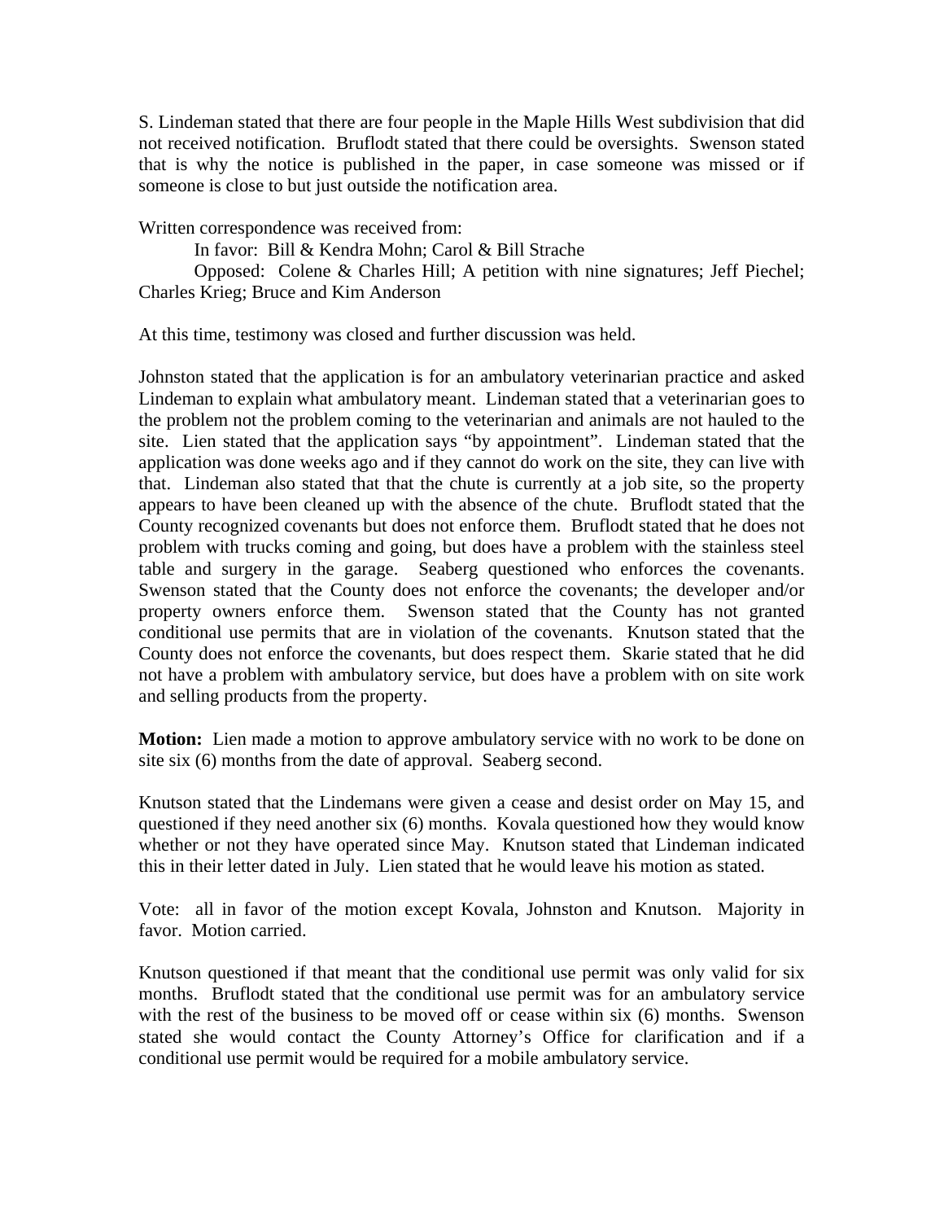S. Lindeman stated that there are four people in the Maple Hills West subdivision that did not received notification. Bruflodt stated that there could be oversights. Swenson stated that is why the notice is published in the paper, in case someone was missed or if someone is close to but just outside the notification area.

Written correspondence was received from:

In favor: Bill & Kendra Mohn; Carol & Bill Strache

Opposed: Colene & Charles Hill; A petition with nine signatures; Jeff Piechel; Charles Krieg; Bruce and Kim Anderson

At this time, testimony was closed and further discussion was held.

Johnston stated that the application is for an ambulatory veterinarian practice and asked Lindeman to explain what ambulatory meant. Lindeman stated that a veterinarian goes to the problem not the problem coming to the veterinarian and animals are not hauled to the site. Lien stated that the application says "by appointment". Lindeman stated that the application was done weeks ago and if they cannot do work on the site, they can live with that. Lindeman also stated that that the chute is currently at a job site, so the property appears to have been cleaned up with the absence of the chute. Bruflodt stated that the County recognized covenants but does not enforce them. Bruflodt stated that he does not problem with trucks coming and going, but does have a problem with the stainless steel table and surgery in the garage. Seaberg questioned who enforces the covenants. Swenson stated that the County does not enforce the covenants; the developer and/or property owners enforce them. Swenson stated that the County has not granted conditional use permits that are in violation of the covenants. Knutson stated that the County does not enforce the covenants, but does respect them. Skarie stated that he did not have a problem with ambulatory service, but does have a problem with on site work and selling products from the property.

**Motion:** Lien made a motion to approve ambulatory service with no work to be done on site six (6) months from the date of approval. Seaberg second.

Knutson stated that the Lindemans were given a cease and desist order on May 15, and questioned if they need another six (6) months. Kovala questioned how they would know whether or not they have operated since May. Knutson stated that Lindeman indicated this in their letter dated in July. Lien stated that he would leave his motion as stated.

Vote: all in favor of the motion except Kovala, Johnston and Knutson. Majority in favor. Motion carried.

Knutson questioned if that meant that the conditional use permit was only valid for six months. Bruflodt stated that the conditional use permit was for an ambulatory service with the rest of the business to be moved off or cease within six (6) months. Swenson stated she would contact the County Attorney's Office for clarification and if a conditional use permit would be required for a mobile ambulatory service.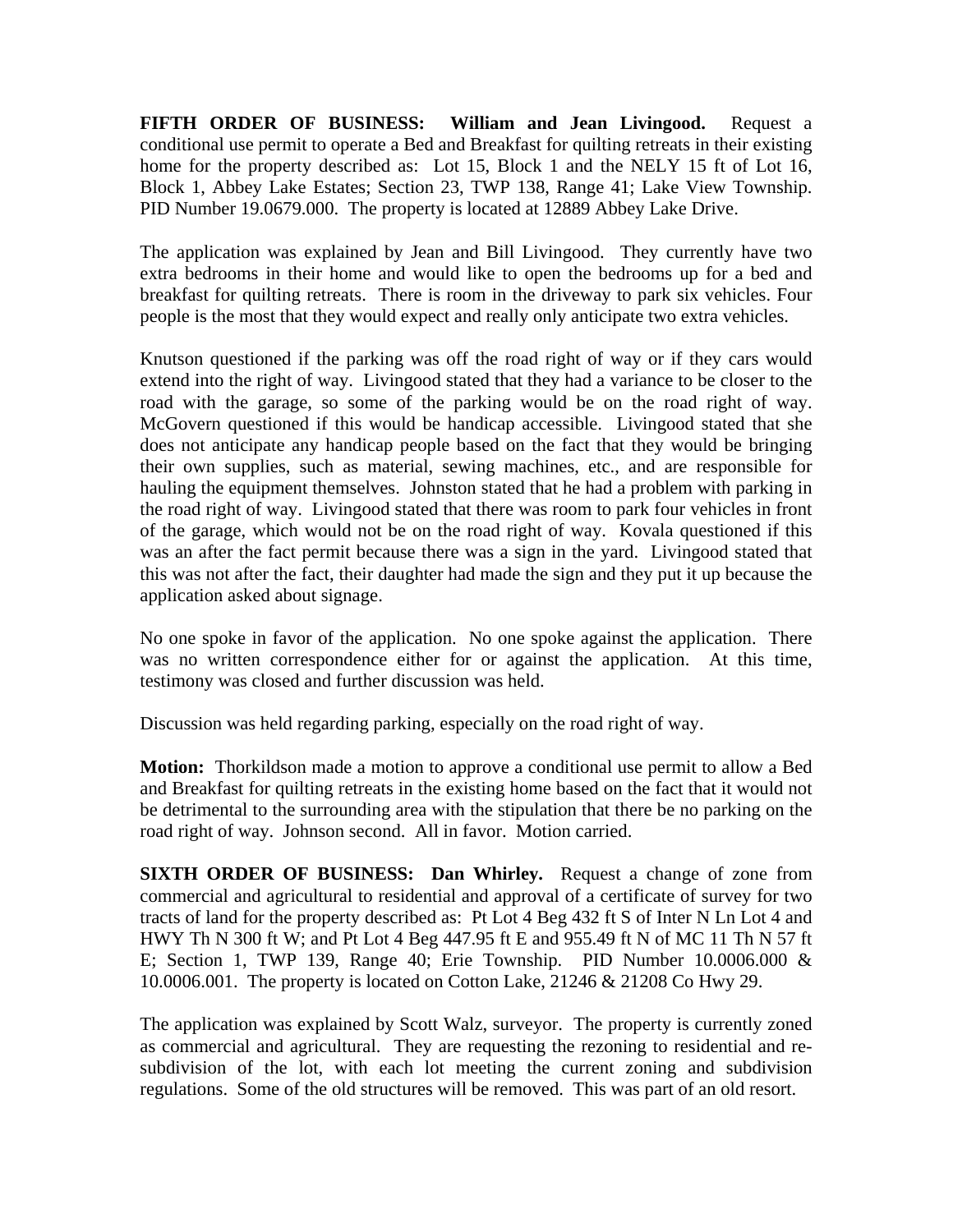**FIFTH ORDER OF BUSINESS: William and Jean Livingood.** Request a conditional use permit to operate a Bed and Breakfast for quilting retreats in their existing home for the property described as: Lot 15, Block 1 and the NELY 15 ft of Lot 16, Block 1, Abbey Lake Estates; Section 23, TWP 138, Range 41; Lake View Township. PID Number 19.0679.000. The property is located at 12889 Abbey Lake Drive.

The application was explained by Jean and Bill Livingood. They currently have two extra bedrooms in their home and would like to open the bedrooms up for a bed and breakfast for quilting retreats. There is room in the driveway to park six vehicles. Four people is the most that they would expect and really only anticipate two extra vehicles.

Knutson questioned if the parking was off the road right of way or if they cars would extend into the right of way. Livingood stated that they had a variance to be closer to the road with the garage, so some of the parking would be on the road right of way. McGovern questioned if this would be handicap accessible. Livingood stated that she does not anticipate any handicap people based on the fact that they would be bringing their own supplies, such as material, sewing machines, etc., and are responsible for hauling the equipment themselves. Johnston stated that he had a problem with parking in the road right of way. Livingood stated that there was room to park four vehicles in front of the garage, which would not be on the road right of way. Kovala questioned if this was an after the fact permit because there was a sign in the yard. Livingood stated that this was not after the fact, their daughter had made the sign and they put it up because the application asked about signage.

No one spoke in favor of the application. No one spoke against the application. There was no written correspondence either for or against the application. At this time, testimony was closed and further discussion was held.

Discussion was held regarding parking, especially on the road right of way.

**Motion:** Thorkildson made a motion to approve a conditional use permit to allow a Bed and Breakfast for quilting retreats in the existing home based on the fact that it would not be detrimental to the surrounding area with the stipulation that there be no parking on the road right of way. Johnson second. All in favor. Motion carried.

**SIXTH ORDER OF BUSINESS: Dan Whirley.** Request a change of zone from commercial and agricultural to residential and approval of a certificate of survey for two tracts of land for the property described as: Pt Lot 4 Beg 432 ft S of Inter N Ln Lot 4 and HWY Th N 300 ft W; and Pt Lot 4 Beg 447.95 ft E and 955.49 ft N of MC 11 Th N 57 ft E; Section 1, TWP 139, Range 40; Erie Township. PID Number 10.0006.000 & 10.0006.001. The property is located on Cotton Lake, 21246 & 21208 Co Hwy 29.

The application was explained by Scott Walz, surveyor. The property is currently zoned as commercial and agricultural. They are requesting the rezoning to residential and re-subdivision of the lot, with each lot meeting the current zoning and subdivision regulations. Some of the old structures will be removed. This was part of an old resort.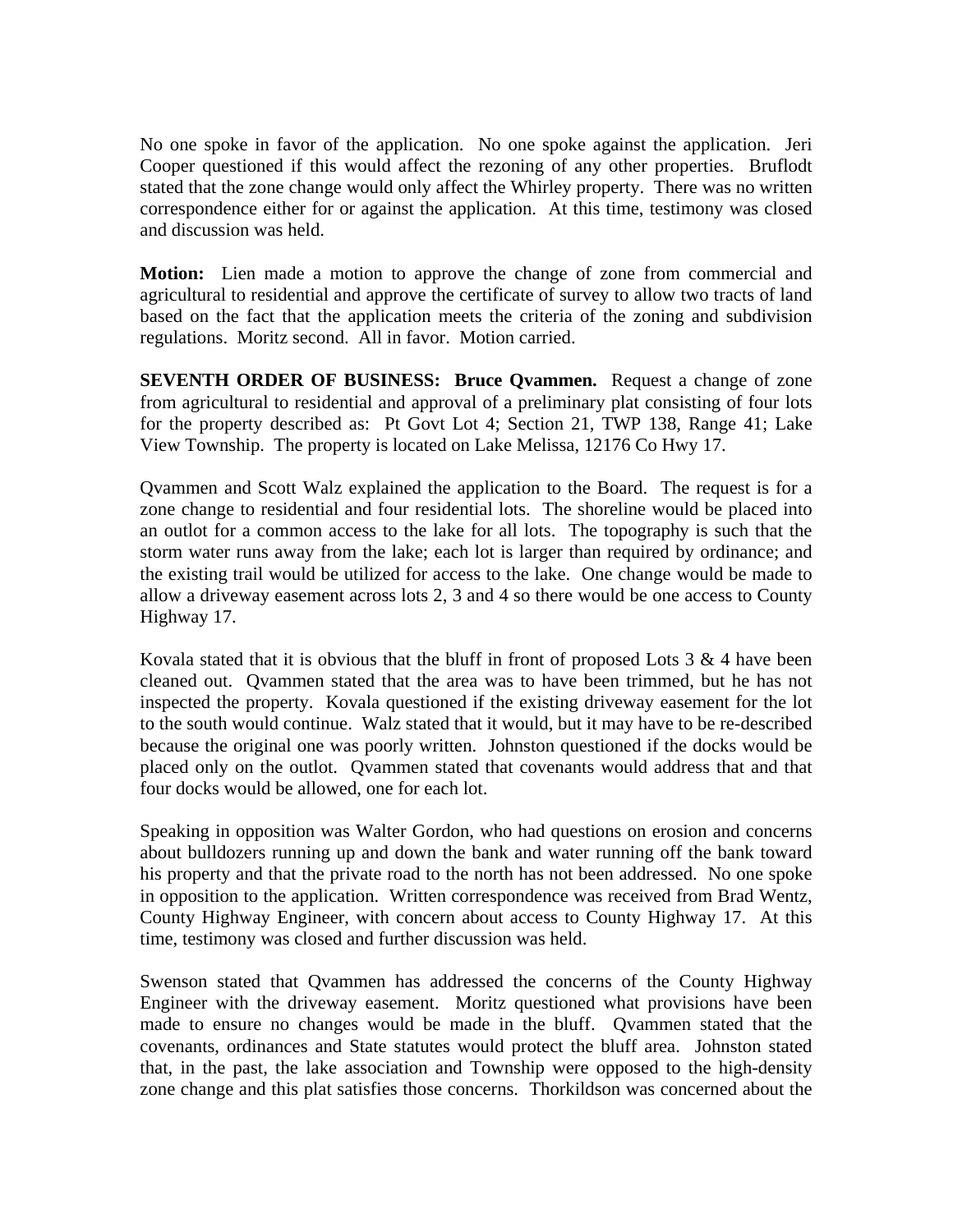No one spoke in favor of the application. No one spoke against the application. Jeri Cooper questioned if this would affect the rezoning of any other properties. Bruflodt stated that the zone change would only affect the Whirley property. There was no written correspondence either for or against the application. At this time, testimony was closed and discussion was held.

**Motion:** Lien made a motion to approve the change of zone from commercial and agricultural to residential and approve the certificate of survey to allow two tracts of land based on the fact that the application meets the criteria of the zoning and subdivision regulations. Moritz second. All in favor. Motion carried.

**SEVENTH ORDER OF BUSINESS: Bruce Qvammen.** Request a change of zone from agricultural to residential and approval of a preliminary plat consisting of four lots for the property described as: Pt Govt Lot 4; Section 21, TWP 138, Range 41; Lake View Township. The property is located on Lake Melissa, 12176 Co Hwy 17.

Qvammen and Scott Walz explained the application to the Board. The request is for a zone change to residential and four residential lots. The shoreline would be placed into an outlot for a common access to the lake for all lots. The topography is such that the storm water runs away from the lake; each lot is larger than required by ordinance; and the existing trail would be utilized for access to the lake. One change would be made to allow a driveway easement across lots 2, 3 and 4 so there would be one access to County Highway 17.

Kovala stated that it is obvious that the bluff in front of proposed Lots 3 & 4 have been cleaned out. Qvammen stated that the area was to have been trimmed, but he has not inspected the property. Kovala questioned if the existing driveway easement for the lot to the south would continue. Walz stated that it would, but it may have to be re-described because the original one was poorly written. Johnston questioned if the docks would be placed only on the outlot. Qvammen stated that covenants would address that and that four docks would be allowed, one for each lot.

Speaking in opposition was Walter Gordon, who had questions on erosion and concerns about bulldozers running up and down the bank and water running off the bank toward his property and that the private road to the north has not been addressed. No one spoke in opposition to the application. Written correspondence was received from Brad Wentz, County Highway Engineer, with concern about access to County Highway 17. At this time, testimony was closed and further discussion was held.

Swenson stated that Qvammen has addressed the concerns of the County Highway Engineer with the driveway easement. Moritz questioned what provisions have been made to ensure no changes would be made in the bluff. Qvammen stated that the covenants, ordinances and State statutes would protect the bluff area. Johnston stated that, in the past, the lake association and Township were opposed to the high-density zone change and this plat satisfies those concerns. Thorkildson was concerned about the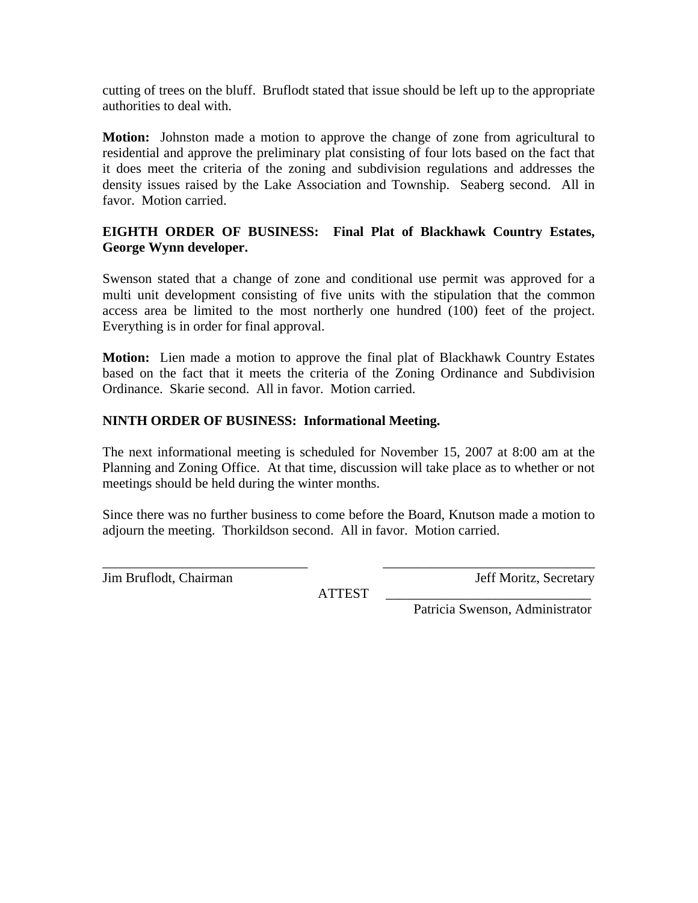cutting of trees on the bluff. Bruflodt stated that issue should be left up to the appropriate authorities to deal with.

**Motion:** Johnston made a motion to approve the change of zone from agricultural to residential and approve the preliminary plat consisting of four lots based on the fact that it does meet the criteria of the zoning and subdivision regulations and addresses the density issues raised by the Lake Association and Township. Seaberg second. All in favor. Motion carried.

**EIGHTH ORDER OF BUSINESS: Final Plat of Blackhawk Country Estates, George Wynn developer.**

Swenson stated that a change of zone and conditional use permit was approved for a multi unit development consisting of five units with the stipulation that the common access area be limited to the most northerly one hundred (100) feet of the project. Everything is in order for final approval.

**Motion:** Lien made a motion to approve the final plat of Blackhawk Country Estates based on the fact that it meets the criteria of the Zoning Ordinance and Subdivision Ordinance. Skarie second. All in favor. Motion carried.

**NINTH ORDER OF BUSINESS: Informational Meeting.**

The next informational meeting is scheduled for November 15, 2007 at 8:00 am at the Planning and Zoning Office. At that time, discussion will take place as to whether or not meetings should be held during the winter months.

Since there was no further business to come before the Board, Knutson made a motion to adjourn the meeting. Thorkildson second. All in favor. Motion carried.

_______________________________ _______________________________

Jim Bruflodt, Chairman Jeff Moritz, Secretary

ATTEST _______________________________

Patricia Swenson, Administrator